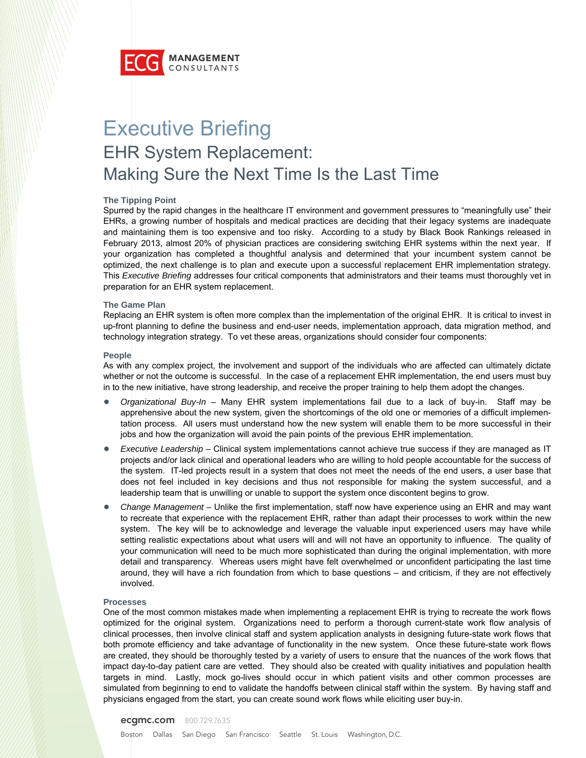# Executive Briefing

## EHR System Replacement: Making Sure the Next Time Is the Last Time

### The Tipping Point

Spurred by the rapid changes in the healthcare IT environment and government pressures to "meaningfully use" their EHRs, a growing number of hospitals and medical practices are deciding that their legacy systems are inadequate and maintaining them is too expensive and too risky. According to a study by Black Book Rankings released in February 2013, almost 20% of physician practices are considering switching EHR systems within the next year. If your organization has completed a thoughtful analysis and determined that your incumbent system cannot be optimized, the next challenge is to plan and execute upon a successful replacement EHR implementation strategy. This *Executive Briefing* addresses four critical components that administrators and their teams must thoroughly vet in preparation for an EHR system replacement.

### The Game Plan

Replacing an EHR system is often more complex than the implementation of the original EHR. It is critical to invest in up-front planning to define the business and end-user needs, implementation approach, data migration method, and technology integration strategy. To vet these areas, organizations should consider four components:

### People

As with any complex project, the involvement and support of the individuals who are affected can ultimately dictate whether or not the outcome is successful. In the case of a replacement EHR implementation, the end users must buy in to the new initiative, have strong leadership, and receive the proper training to help them adopt the changes.

- *Organizational Buy-In* – Many EHR system implementations fail due to a lack of buy-in. Staff may be apprehensive about the new system, given the shortcomings of the old one or memories of a difficult implementation process. All users must understand how the new system will enable them to be more successful in their jobs and how the organization will avoid the pain points of the previous EHR implementation.
- *Executive Leadership* – Clinical system implementations cannot achieve true success if they are managed as IT projects and/or lack clinical and operational leaders who are willing to hold people accountable for the success of the system. IT-led projects result in a system that does not meet the needs of the end users, a user base that does not feel included in key decisions and thus not responsible for making the system successful, and a leadership team that is unwilling or unable to support the system once discontent begins to grow.
- *Change Management* – Unlike the first implementation, staff now have experience using an EHR and may want to recreate that experience with the replacement EHR, rather than adapt their processes to work within the new system. The key will be to acknowledge and leverage the valuable input experienced users may have while setting realistic expectations about what users will and will not have an opportunity to influence. The quality of your communication will need to be much more sophisticated than during the original implementation, with more detail and transparency. Whereas users might have felt overwhelmed or unconfident participating the last time around, they will have a rich foundation from which to base questions – and criticism, if they are not effectively involved.

### Processes

One of the most common mistakes made when implementing a replacement EHR is trying to recreate the work flows optimized for the original system. Organizations need to perform a thorough current-state work flow analysis of clinical processes, then involve clinical staff and system application analysts in designing future-state work flows that both promote efficiency and take advantage of functionality in the new system. Once these future-state work flows are created, they should be thoroughly tested by a variety of users to ensure that the nuances of the work flows that impact day-to-day patient care are vetted. They should also be created with quality initiatives and population health targets in mind. Lastly, mock go-lives should occur in which patient visits and other common processes are simulated from beginning to end to validate the handoffs between clinical staff within the system. By having staff and physicians engaged from the start, you can create sound work flows while eliciting user buy-in.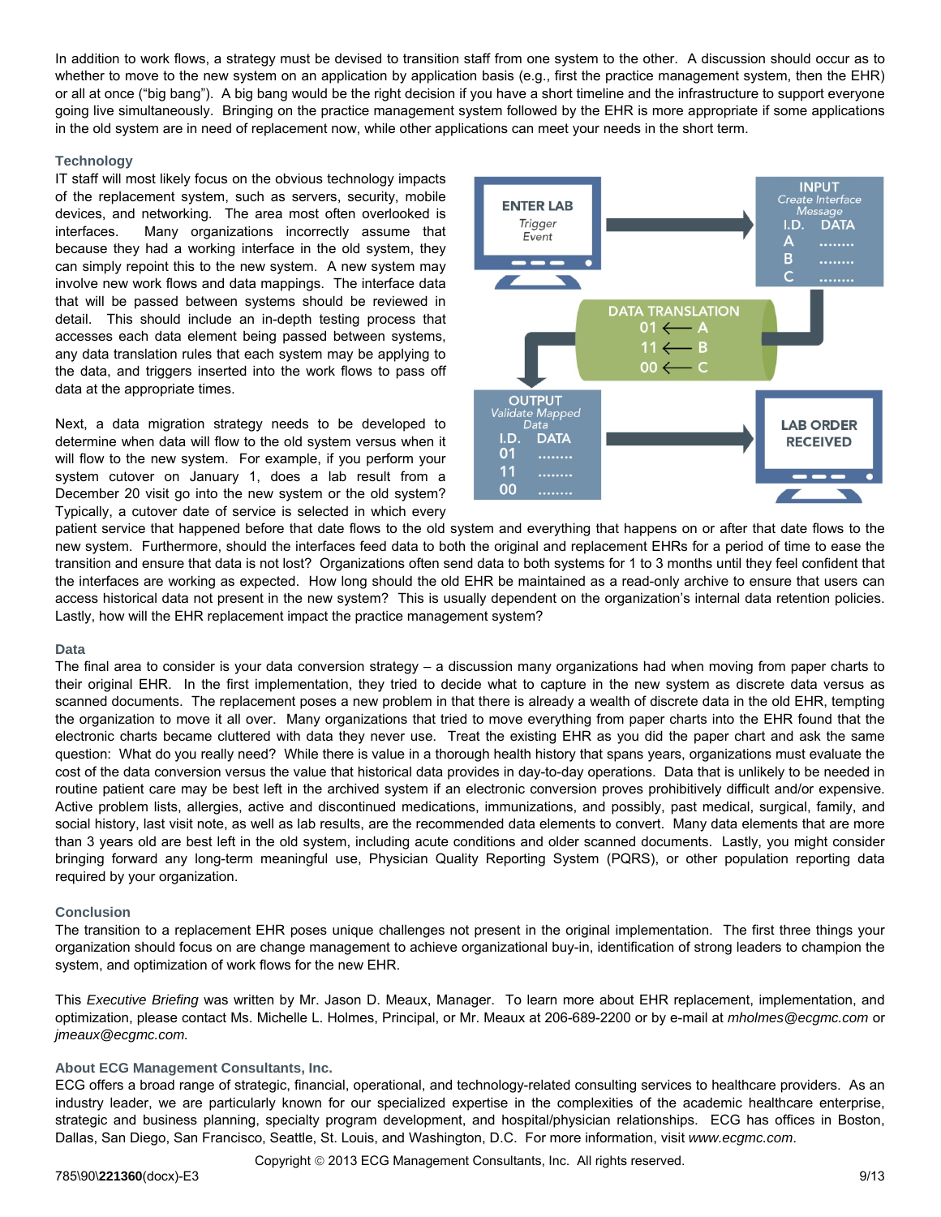In addition to work flows, a strategy must be devised to transition staff from one system to the other. A discussion should occur as to whether to move to the new system on an application by application basis (e.g., first the practice management system, then the EHR) or all at once ("big bang"). A big bang would be the right decision if you have a short timeline and the infrastructure to support everyone going live simultaneously. Bringing on the practice management system followed by the EHR is more appropriate if some applications in the old system are in need of replacement now, while other applications can meet your needs in the short term.

### Technology

IT staff will most likely focus on the obvious technology impacts of the replacement system, such as servers, security, mobile devices, and networking. The area most often overlooked is interfaces. Many organizations incorrectly assume that because they had a working interface in the old system, they can simply repoint this to the new system. A new system may involve new work flows and data mappings. The interface data that will be passed between systems should be reviewed in detail. This should include an in-depth testing process that accesses each data element being passed between systems, any data translation rules that each system may be applying to the data, and triggers inserted into the work flows to pass off data at the appropriate times.

ENTER LAB
Trigger Event

INPUT
Create Interface Message
I.D. DATA
A ........
B ........
C ........

DATA TRANSLATION
01 ⟵ A
11 ⟵ B
00 ⟵ C

OUTPUT
Validate Mapped Data
I.D. DATA
01 ........
11 ........
00 ........

LAB ORDER RECEIVED

Next, a data migration strategy needs to be developed to determine when data will flow to the old system versus when it will flow to the new system. For example, if you perform your system cutover on January 1, does a lab result from a December 20 visit go into the new system or the old system? Typically, a cutover date of service is selected in which every patient service that happened before that date flows to the old system and everything that happens on or after that date flows to the new system. Furthermore, should the interfaces feed data to both the original and replacement EHRs for a period of time to ease the transition and ensure that data is not lost? Organizations often send data to both systems for 1 to 3 months until they feel confident that the interfaces are working as expected. How long should the old EHR be maintained as a read-only archive to ensure that users can access historical data not present in the new system? This is usually dependent on the organization's internal data retention policies. Lastly, how will the EHR replacement impact the practice management system?

### Data

The final area to consider is your data conversion strategy – a discussion many organizations had when moving from paper charts to their original EHR. In the first implementation, they tried to decide what to capture in the new system as discrete data versus as scanned documents. The replacement poses a new problem in that there is already a wealth of discrete data in the old EHR, tempting the organization to move it all over. Many organizations that tried to move everything from paper charts into the EHR found that the electronic charts became cluttered with data they never use. Treat the existing EHR as you did the paper chart and ask the same question: What do you really need? While there is value in a thorough health history that spans years, organizations must evaluate the cost of the data conversion versus the value that historical data provides in day-to-day operations. Data that is unlikely to be needed in routine patient care may be best left in the archived system if an electronic conversion proves prohibitively difficult and/or expensive. Active problem lists, allergies, active and discontinued medications, immunizations, and possibly, past medical, surgical, family, and social history, last visit note, as well as lab results, are the recommended data elements to convert. Many data elements that are more than 3 years old are best left in the old system, including acute conditions and older scanned documents. Lastly, you might consider bringing forward any long-term meaningful use, Physician Quality Reporting System (PQRS), or other population reporting data required by your organization.

### Conclusion

The transition to a replacement EHR poses unique challenges not present in the original implementation. The first three things your organization should focus on are change management to achieve organizational buy-in, identification of strong leaders to champion the system, and optimization of work flows for the new EHR.

This *Executive Briefing* was written by Mr. Jason D. Meaux, Manager. To learn more about EHR replacement, implementation, and optimization, please contact Ms. Michelle L. Holmes, Principal, or Mr. Meaux at 206-689-2200 or by e-mail at *mholmes@ecgmc.com* or *jmeaux@ecgmc.com.*

### About ECG Management Consultants, Inc.

ECG offers a broad range of strategic, financial, operational, and technology-related consulting services to healthcare providers. As an industry leader, we are particularly known for our specialized expertise in the complexities of the academic healthcare enterprise, strategic and business planning, specialty program development, and hospital/physician relationships. ECG has offices in Boston, Dallas, San Diego, San Francisco, Seattle, St. Louis, and Washington, D.C. For more information, visit *www.ecgmc.com*.

Copyright © 2013 ECG Management Consultants, Inc. All rights reserved.

785\90\**221360**(docx)-E3 9/13